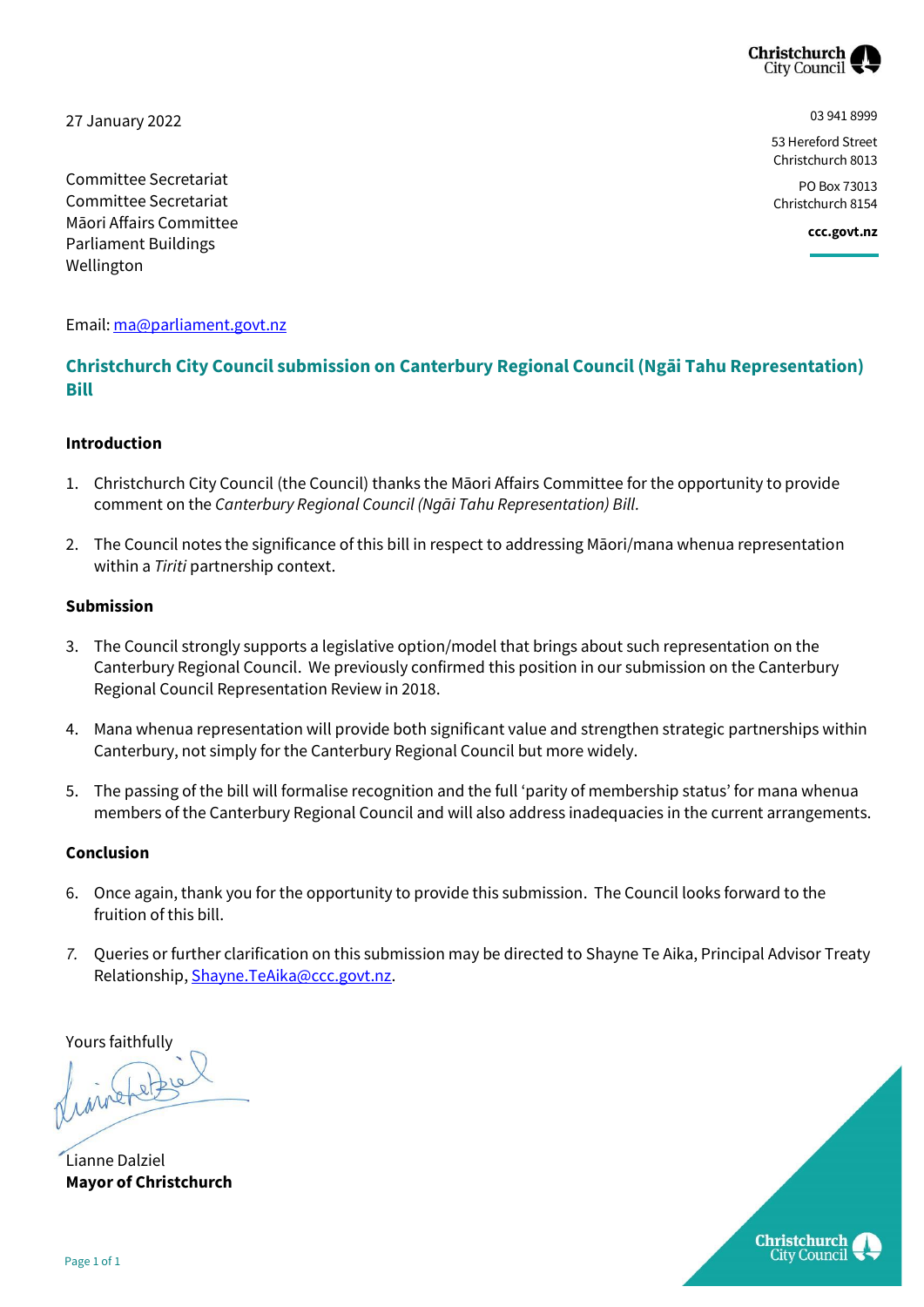27 January 2022

03 941 8999

53 Hereford Street
Christchurch 8013

PO Box 73013
Christchurch 8154

**ccc.govt.nz**

Committee Secretariat
Committee Secretariat
Māori Affairs Committee
Parliament Buildings
Wellington

Email: ma@parliament.govt.nz

## Christchurch City Council submission on Canterbury Regional Council (Ngāi Tahu Representation) Bill

**Introduction**

1. Christchurch City Council (the Council) thanks the Māori Affairs Committee for the opportunity to provide comment on the *Canterbury Regional Council (Ngāi Tahu Representation) Bill.*

2. The Council notes the significance of this bill in respect to addressing Māori/mana whenua representation within a *Tiriti* partnership context.

**Submission**

3. The Council strongly supports a legislative option/model that brings about such representation on the Canterbury Regional Council. We previously confirmed this position in our submission on the Canterbury Regional Council Representation Review in 2018.

4. Mana whenua representation will provide both significant value and strengthen strategic partnerships within Canterbury, not simply for the Canterbury Regional Council but more widely.

5. The passing of the bill will formalise recognition and the full 'parity of membership status' for mana whenua members of the Canterbury Regional Council and will also address inadequacies in the current arrangements.

**Conclusion**

6. Once again, thank you for the opportunity to provide this submission. The Council looks forward to the fruition of this bill.

7. Queries or further clarification on this submission may be directed to Shayne Te Aika, Principal Advisor Treaty Relationship, Shayne.TeAika@ccc.govt.nz.

Yours faithfully

Lianne Dalziel
**Mayor of Christchurch**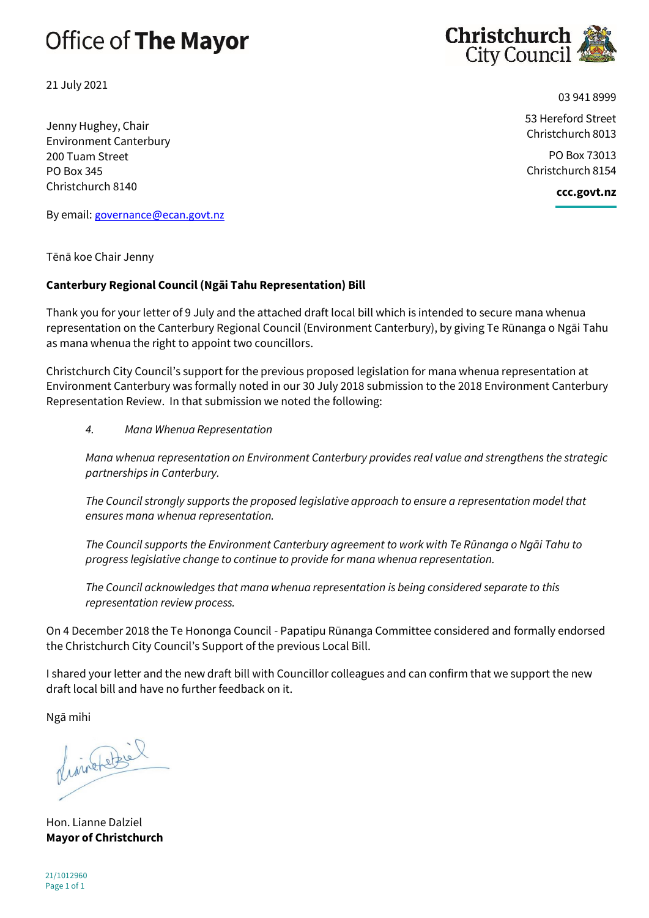# Office of **The Mayor**

**Christchurch City Council**

21 July 2021

03 941 8999

53 Hereford Street
Christchurch 8013

PO Box 73013
Christchurch 8154

**ccc.govt.nz**

Jenny Hughey, Chair
Environment Canterbury
200 Tuam Street
PO Box 345
Christchurch 8140

By email: governance@ecan.govt.nz

Tēnā koe Chair Jenny

**Canterbury Regional Council (Ngāi Tahu Representation) Bill**

Thank you for your letter of 9 July and the attached draft local bill which is intended to secure mana whenua representation on the Canterbury Regional Council (Environment Canterbury), by giving Te Rūnanga o Ngāi Tahu as mana whenua the right to appoint two councillors.

Christchurch City Council's support for the previous proposed legislation for mana whenua representation at Environment Canterbury was formally noted in our 30 July 2018 submission to the 2018 Environment Canterbury Representation Review. In that submission we noted the following:

> *4. Mana Whenua Representation*
>
> *Mana whenua representation on Environment Canterbury provides real value and strengthens the strategic partnerships in Canterbury.*
>
> *The Council strongly supports the proposed legislative approach to ensure a representation model that ensures mana whenua representation.*
>
> *The Council supports the Environment Canterbury agreement to work with Te Rūnanga o Ngāi Tahu to progress legislative change to continue to provide for mana whenua representation.*
>
> *The Council acknowledges that mana whenua representation is being considered separate to this representation review process.*

On 4 December 2018 the Te Hononga Council - Papatipu Rūnanga Committee considered and formally endorsed the Christchurch City Council's Support of the previous Local Bill.

I shared your letter and the new draft bill with Councillor colleagues and can confirm that we support the new draft local bill and have no further feedback on it.

Ngā mihi

Hon. Lianne Dalziel
**Mayor of Christchurch**

21/1012960